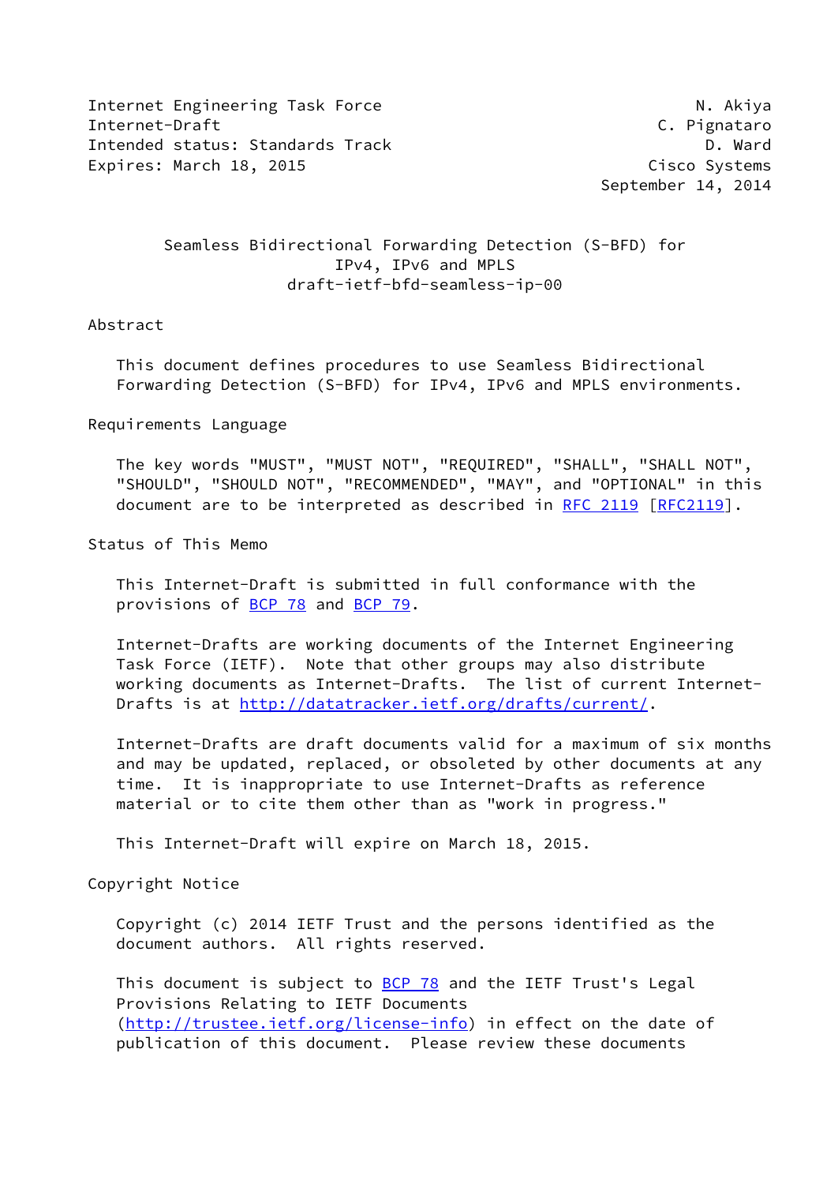Internet Engineering Task Force N. Akiya
Internet-Draft C. Pignataro
Intended status: Standards Track D. Ward
Expires: March 18, 2015 Cisco Systems
September 14, 2014

# Seamless Bidirectional Forwarding Detection (S-BFD) for IPv4, IPv6 and MPLS
draft-ietf-bfd-seamless-ip-00

## Abstract

This document defines procedures to use Seamless Bidirectional Forwarding Detection (S-BFD) for IPv4, IPv6 and MPLS environments.

## Requirements Language

The key words "MUST", "MUST NOT", "REQUIRED", "SHALL", "SHALL NOT", "SHOULD", "SHOULD NOT", "RECOMMENDED", "MAY", and "OPTIONAL" in this document are to be interpreted as described in RFC 2119 [RFC2119].

## Status of This Memo

This Internet-Draft is submitted in full conformance with the provisions of BCP 78 and BCP 79.

Internet-Drafts are working documents of the Internet Engineering Task Force (IETF). Note that other groups may also distribute working documents as Internet-Drafts. The list of current Internet-Drafts is at http://datatracker.ietf.org/drafts/current/.

Internet-Drafts are draft documents valid for a maximum of six months and may be updated, replaced, or obsoleted by other documents at any time. It is inappropriate to use Internet-Drafts as reference material or to cite them other than as "work in progress."

This Internet-Draft will expire on March 18, 2015.

## Copyright Notice

Copyright (c) 2014 IETF Trust and the persons identified as the document authors. All rights reserved.

This document is subject to BCP 78 and the IETF Trust's Legal Provisions Relating to IETF Documents (http://trustee.ietf.org/license-info) in effect on the date of publication of this document. Please review these documents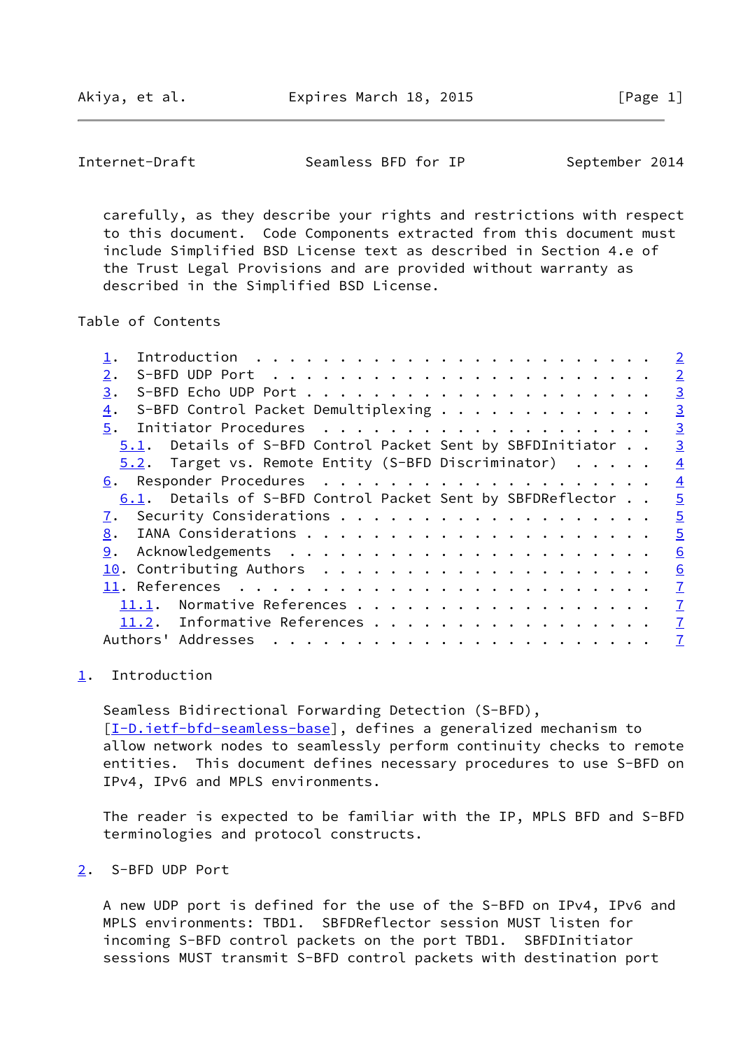carefully, as they describe your rights and restrictions with respect to this document. Code Components extracted from this document must include Simplified BSD License text as described in Section 4.e of the Trust Legal Provisions and are provided without warranty as described in the Simplified BSD License.

Table of Contents

```
   1.  Introduction  . . . . . . . . . . . . . . . . . . . . . . . .   2
   2.  S-BFD UDP Port  . . . . . . . . . . . . . . . . . . . . . . .   2
   3.  S-BFD Echo UDP Port . . . . . . . . . . . . . . . . . . . . .   3
   4.  S-BFD Control Packet Demultiplexing . . . . . . . . . . . . .   3
   5.  Initiator Procedures  . . . . . . . . . . . . . . . . . . . .   3
     5.1.  Details of S-BFD Control Packet Sent by SBFDInitiator . .   3
     5.2.  Target vs. Remote Entity (S-BFD Discriminator)  . . . . .   4
   6.  Responder Procedures  . . . . . . . . . . . . . . . . . . . .   4
     6.1.  Details of S-BFD Control Packet Sent by SBFDReflector . .   5
   7.  Security Considerations . . . . . . . . . . . . . . . . . . .   5
   8.  IANA Considerations . . . . . . . . . . . . . . . . . . . . .   5
   9.  Acknowledgements  . . . . . . . . . . . . . . . . . . . . . .   6
   10. Contributing Authors  . . . . . . . . . . . . . . . . . . . .   6
   11. References  . . . . . . . . . . . . . . . . . . . . . . . . .   7
     11.1.  Normative References . . . . . . . . . . . . . . . . . .   7
     11.2.  Informative References . . . . . . . . . . . . . . . . .   7
   Authors' Addresses  . . . . . . . . . . . . . . . . . . . . . . .   7
```

## 1. Introduction

Seamless Bidirectional Forwarding Detection (S-BFD), [I-D.ietf-bfd-seamless-base], defines a generalized mechanism to allow network nodes to seamlessly perform continuity checks to remote entities. This document defines necessary procedures to use S-BFD on IPv4, IPv6 and MPLS environments.

The reader is expected to be familiar with the IP, MPLS BFD and S-BFD terminologies and protocol constructs.

## 2. S-BFD UDP Port

A new UDP port is defined for the use of the S-BFD on IPv4, IPv6 and MPLS environments: TBD1. SBFDReflector session MUST listen for incoming S-BFD control packets on the port TBD1. SBFDInitiator sessions MUST transmit S-BFD control packets with destination port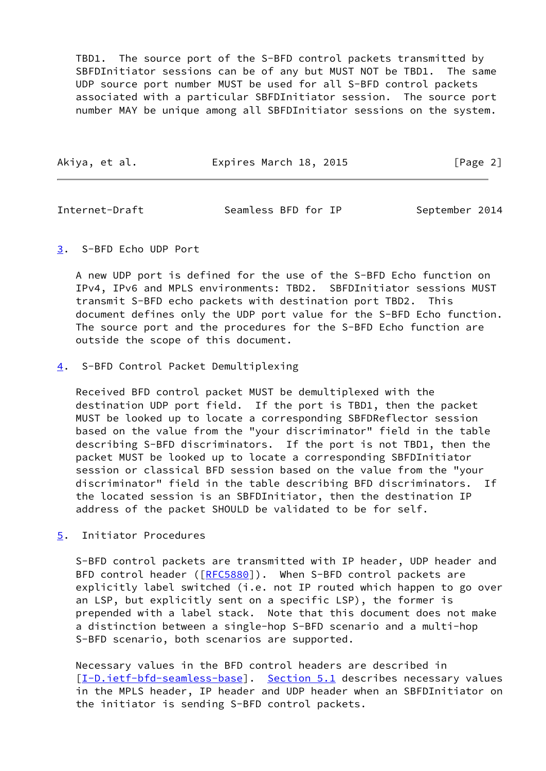TBD1. The source port of the S-BFD control packets transmitted by SBFDInitiator sessions can be of any but MUST NOT be TBD1. The same UDP source port number MUST be used for all S-BFD control packets associated with a particular SBFDInitiator session. The source port number MAY be unique among all SBFDInitiator sessions on the system.

## 3. S-BFD Echo UDP Port

A new UDP port is defined for the use of the S-BFD Echo function on IPv4, IPv6 and MPLS environments: TBD2. SBFDInitiator sessions MUST transmit S-BFD echo packets with destination port TBD2. This document defines only the UDP port value for the S-BFD Echo function. The source port and the procedures for the S-BFD Echo function are outside the scope of this document.

## 4. S-BFD Control Packet Demultiplexing

Received BFD control packet MUST be demultiplexed with the destination UDP port field. If the port is TBD1, then the packet MUST be looked up to locate a corresponding SBFDReflector session based on the value from the "your discriminator" field in the table describing S-BFD discriminators. If the port is not TBD1, then the packet MUST be looked up to locate a corresponding SBFDInitiator session or classical BFD session based on the value from the "your discriminator" field in the table describing BFD discriminators. If the located session is an SBFDInitiator, then the destination IP address of the packet SHOULD be validated to be for self.

## 5. Initiator Procedures

S-BFD control packets are transmitted with IP header, UDP header and BFD control header ([RFC5880]). When S-BFD control packets are explicitly label switched (i.e. not IP routed which happen to go over an LSP, but explicitly sent on a specific LSP), the former is prepended with a label stack. Note that this document does not make a distinction between a single-hop S-BFD scenario and a multi-hop S-BFD scenario, both scenarios are supported.

Necessary values in the BFD control headers are described in [I-D.ietf-bfd-seamless-base]. Section 5.1 describes necessary values in the MPLS header, IP header and UDP header when an SBFDInitiator on the initiator is sending S-BFD control packets.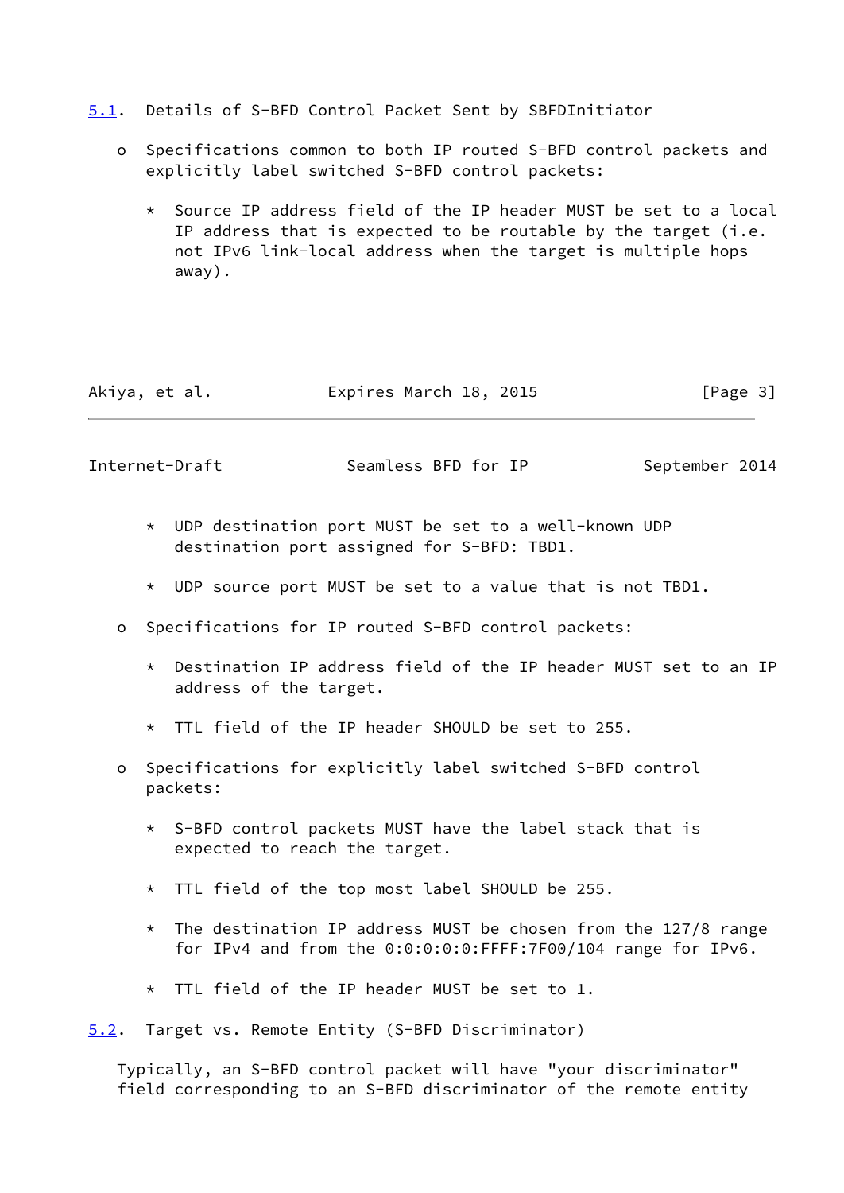## 5.1. Details of S-BFD Control Packet Sent by SBFDInitiator

- Specifications common to both IP routed S-BFD control packets and explicitly label switched S-BFD control packets:

  * Source IP address field of the IP header MUST be set to a local IP address that is expected to be routable by the target (i.e. not IPv6 link-local address when the target is multiple hops away).

  * UDP destination port MUST be set to a well-known UDP destination port assigned for S-BFD: TBD1.

  * UDP source port MUST be set to a value that is not TBD1.

- Specifications for IP routed S-BFD control packets:

  * Destination IP address field of the IP header MUST set to an IP address of the target.

  * TTL field of the IP header SHOULD be set to 255.

- Specifications for explicitly label switched S-BFD control packets:

  * S-BFD control packets MUST have the label stack that is expected to reach the target.

  * TTL field of the top most label SHOULD be 255.

  * The destination IP address MUST be chosen from the 127/8 range for IPv4 and from the 0:0:0:0:0:FFFF:7F00/104 range for IPv6.

  * TTL field of the IP header MUST be set to 1.

## 5.2. Target vs. Remote Entity (S-BFD Discriminator)

Typically, an S-BFD control packet will have "your discriminator" field corresponding to an S-BFD discriminator of the remote entity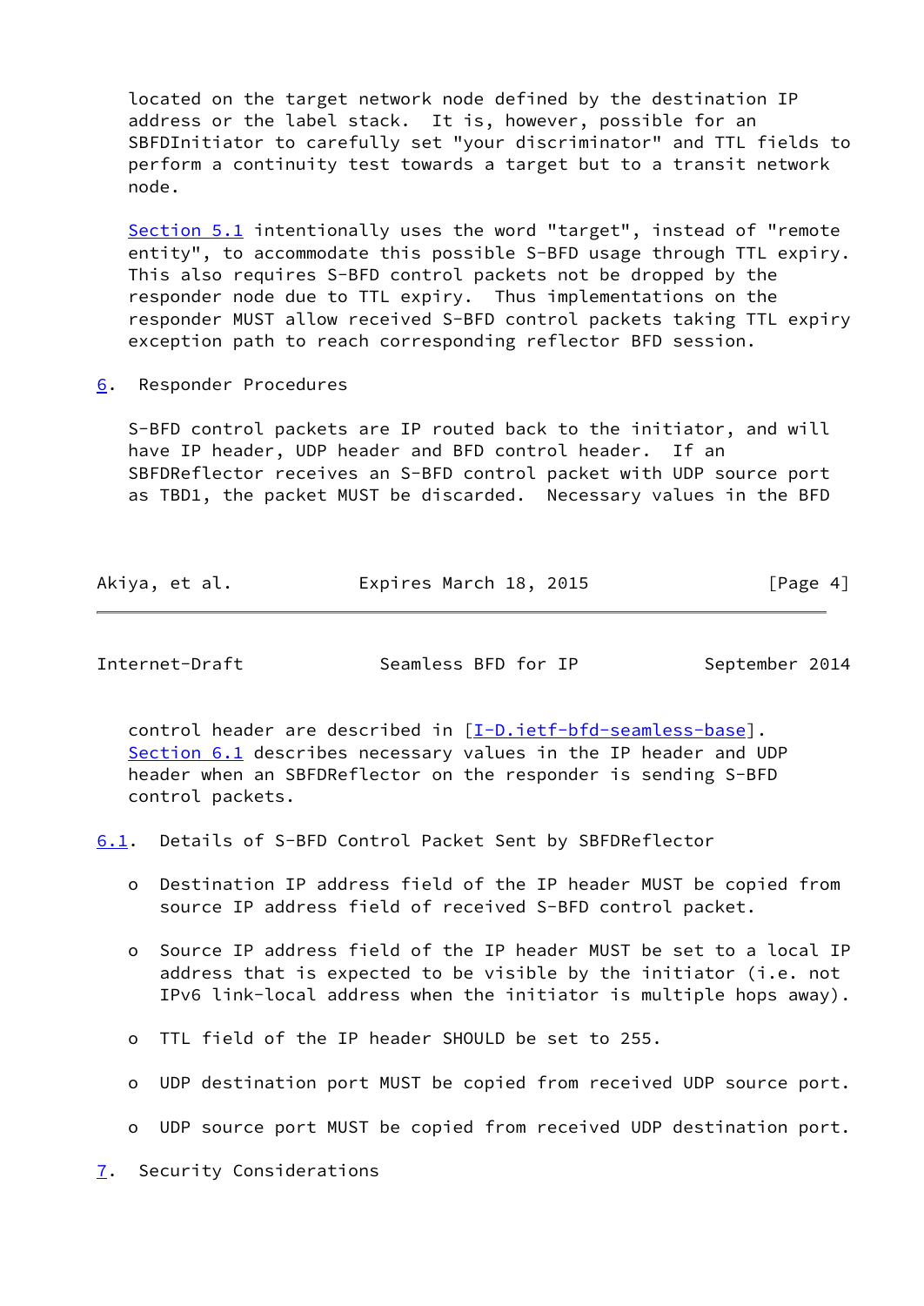located on the target network node defined by the destination IP address or the label stack. It is, however, possible for an SBFDInitiator to carefully set "your discriminator" and TTL fields to perform a continuity test towards a target but to a transit network node.

Section 5.1 intentionally uses the word "target", instead of "remote entity", to accommodate this possible S-BFD usage through TTL expiry. This also requires S-BFD control packets not be dropped by the responder node due to TTL expiry. Thus implementations on the responder MUST allow received S-BFD control packets taking TTL expiry exception path to reach corresponding reflector BFD session.

## 6. Responder Procedures

S-BFD control packets are IP routed back to the initiator, and will have IP header, UDP header and BFD control header. If an SBFDReflector receives an S-BFD control packet with UDP source port as TBD1, the packet MUST be discarded. Necessary values in the BFD control header are described in [I-D.ietf-bfd-seamless-base]. Section 6.1 describes necessary values in the IP header and UDP header when an SBFDReflector on the responder is sending S-BFD control packets.

### 6.1. Details of S-BFD Control Packet Sent by SBFDReflector

- Destination IP address field of the IP header MUST be copied from source IP address field of received S-BFD control packet.
- Source IP address field of the IP header MUST be set to a local IP address that is expected to be visible by the initiator (i.e. not IPv6 link-local address when the initiator is multiple hops away).
- TTL field of the IP header SHOULD be set to 255.
- UDP destination port MUST be copied from received UDP source port.
- UDP source port MUST be copied from received UDP destination port.

## 7. Security Considerations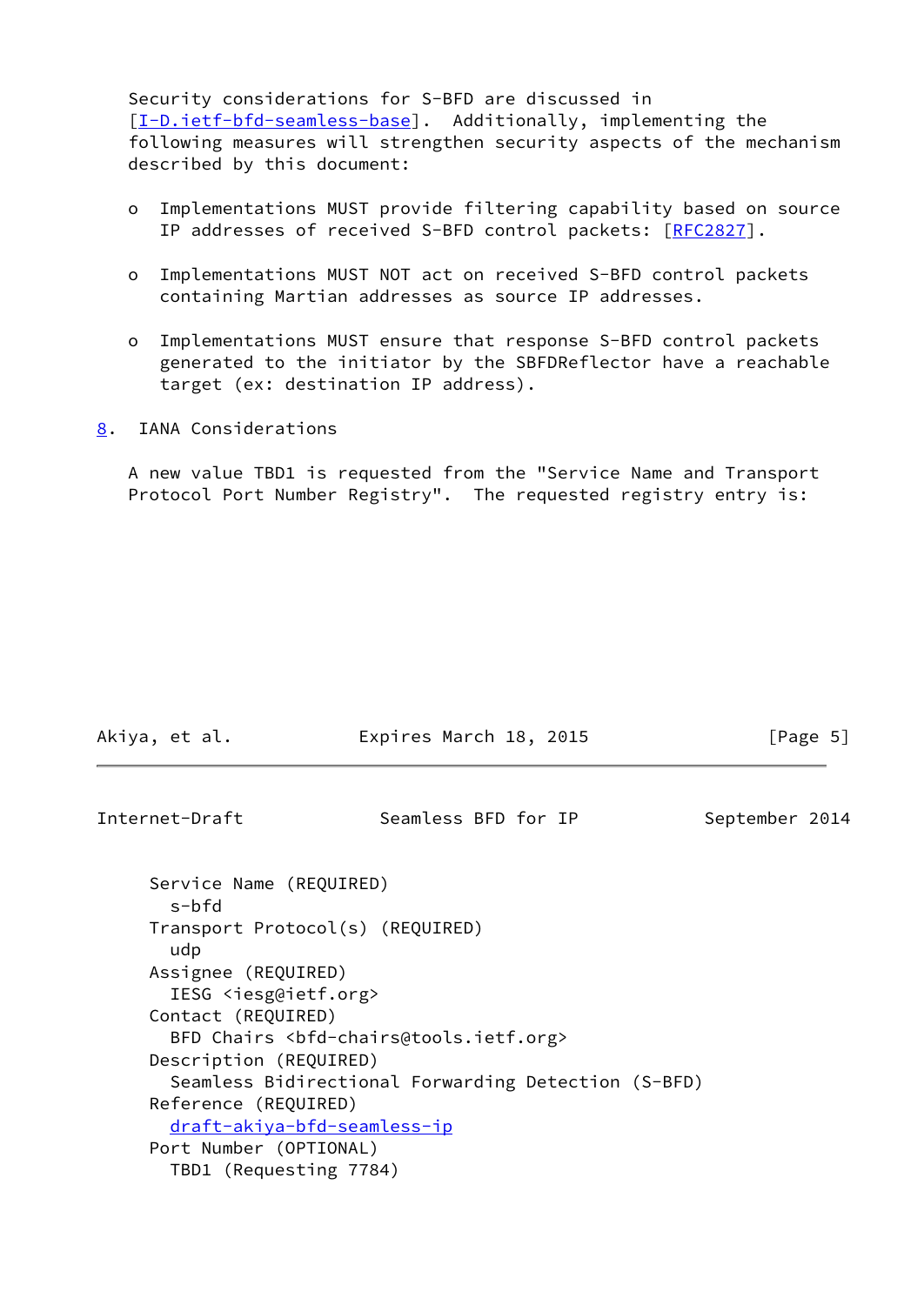Security considerations for S-BFD are discussed in [I-D.ietf-bfd-seamless-base]. Additionally, implementing the following measures will strengthen security aspects of the mechanism described by this document:

- Implementations MUST provide filtering capability based on source IP addresses of received S-BFD control packets: [RFC2827].
- Implementations MUST NOT act on received S-BFD control packets containing Martian addresses as source IP addresses.
- Implementations MUST ensure that response S-BFD control packets generated to the initiator by the SBFDReflector have a reachable target (ex: destination IP address).

## 8. IANA Considerations

A new value TBD1 is requested from the "Service Name and Transport Protocol Port Number Registry". The requested registry entry is:

```
Service Name (REQUIRED)
  s-bfd
Transport Protocol(s) (REQUIRED)
  udp
Assignee (REQUIRED)
  IESG <iesg@ietf.org>
Contact (REQUIRED)
  BFD Chairs <bfd-chairs@tools.ietf.org>
Description (REQUIRED)
  Seamless Bidirectional Forwarding Detection (S-BFD)
Reference (REQUIRED)
  draft-akiya-bfd-seamless-ip
Port Number (OPTIONAL)
  TBD1 (Requesting 7784)
```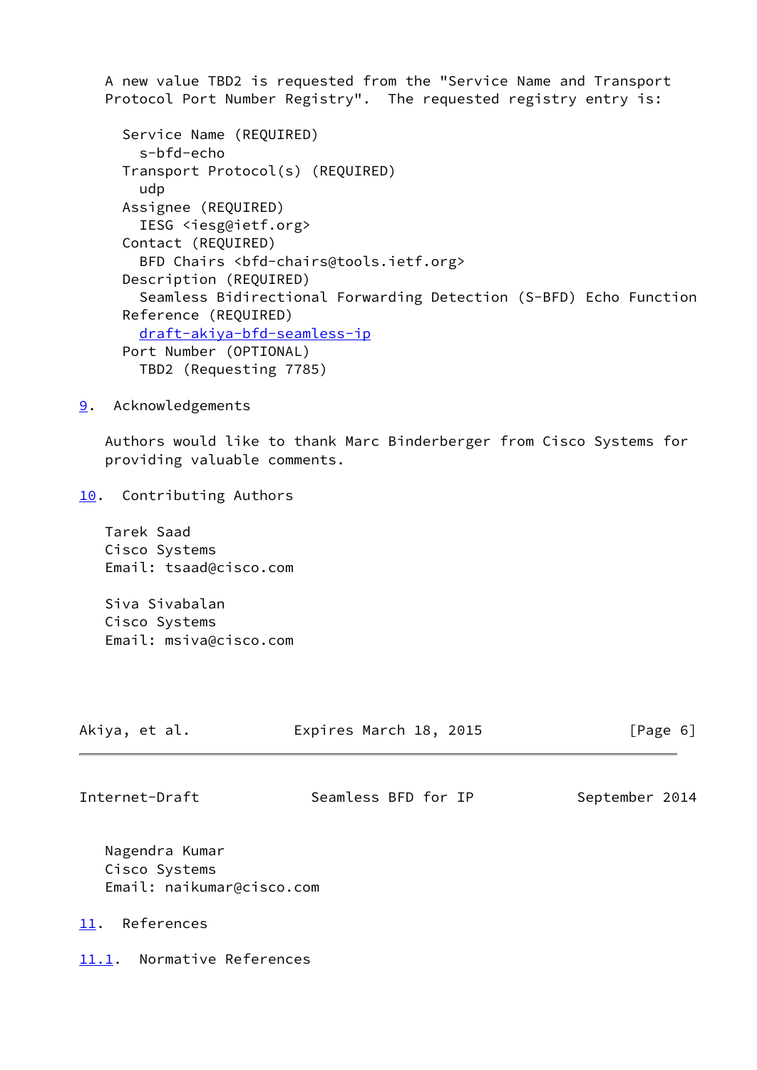A new value TBD2 is requested from the "Service Name and Transport Protocol Port Number Registry". The requested registry entry is:

```
Service Name (REQUIRED)
  s-bfd-echo
Transport Protocol(s) (REQUIRED)
  udp
Assignee (REQUIRED)
  IESG <iesg@ietf.org>
Contact (REQUIRED)
  BFD Chairs <bfd-chairs@tools.ietf.org>
Description (REQUIRED)
  Seamless Bidirectional Forwarding Detection (S-BFD) Echo Function
Reference (REQUIRED)
  draft-akiya-bfd-seamless-ip
Port Number (OPTIONAL)
  TBD2 (Requesting 7785)
```

## 9. Acknowledgements

Authors would like to thank Marc Binderberger from Cisco Systems for providing valuable comments.

## 10. Contributing Authors

Tarek Saad
Cisco Systems
Email: tsaad@cisco.com

Siva Sivabalan
Cisco Systems
Email: msiva@cisco.com

Nagendra Kumar
Cisco Systems
Email: naikumar@cisco.com

## 11. References

### 11.1. Normative References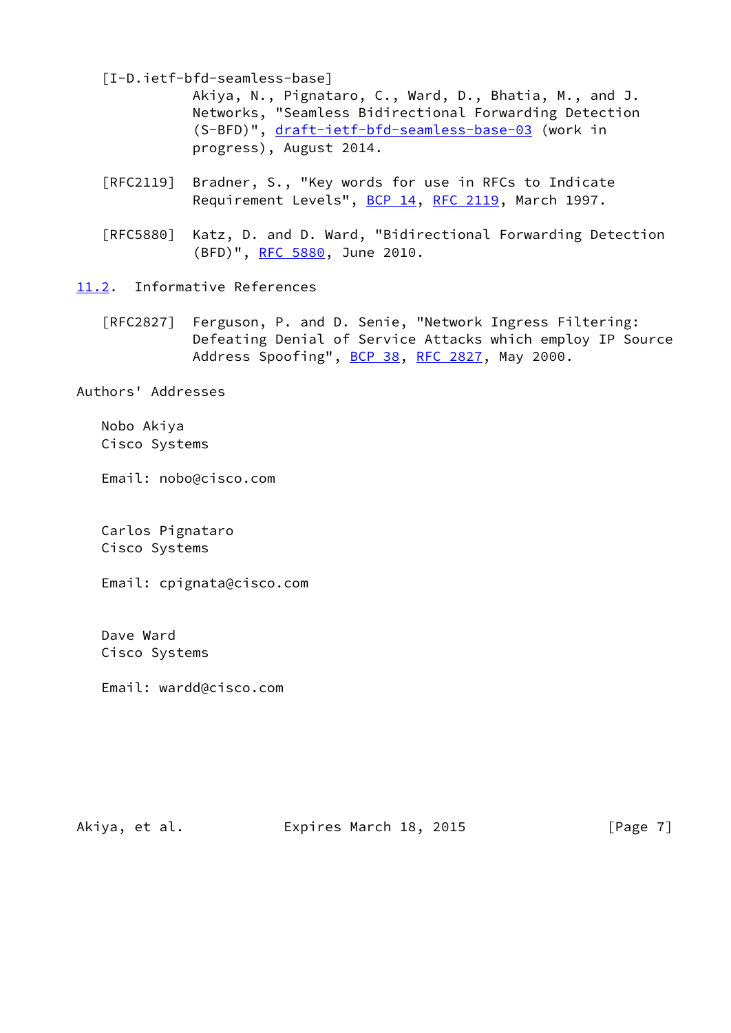[I-D.ietf-bfd-seamless-base]
Akiya, N., Pignataro, C., Ward, D., Bhatia, M., and J. Networks, "Seamless Bidirectional Forwarding Detection (S-BFD)", draft-ietf-bfd-seamless-base-03 (work in progress), August 2014.

[RFC2119] Bradner, S., "Key words for use in RFCs to Indicate Requirement Levels", BCP 14, RFC 2119, March 1997.

[RFC5880] Katz, D. and D. Ward, "Bidirectional Forwarding Detection (BFD)", RFC 5880, June 2010.

## 11.2. Informative References

[RFC2827] Ferguson, P. and D. Senie, "Network Ingress Filtering: Defeating Denial of Service Attacks which employ IP Source Address Spoofing", BCP 38, RFC 2827, May 2000.

# Authors' Addresses

Nobo Akiya
Cisco Systems

Email: nobo@cisco.com

Carlos Pignataro
Cisco Systems

Email: cpignata@cisco.com

Dave Ward
Cisco Systems

Email: wardd@cisco.com